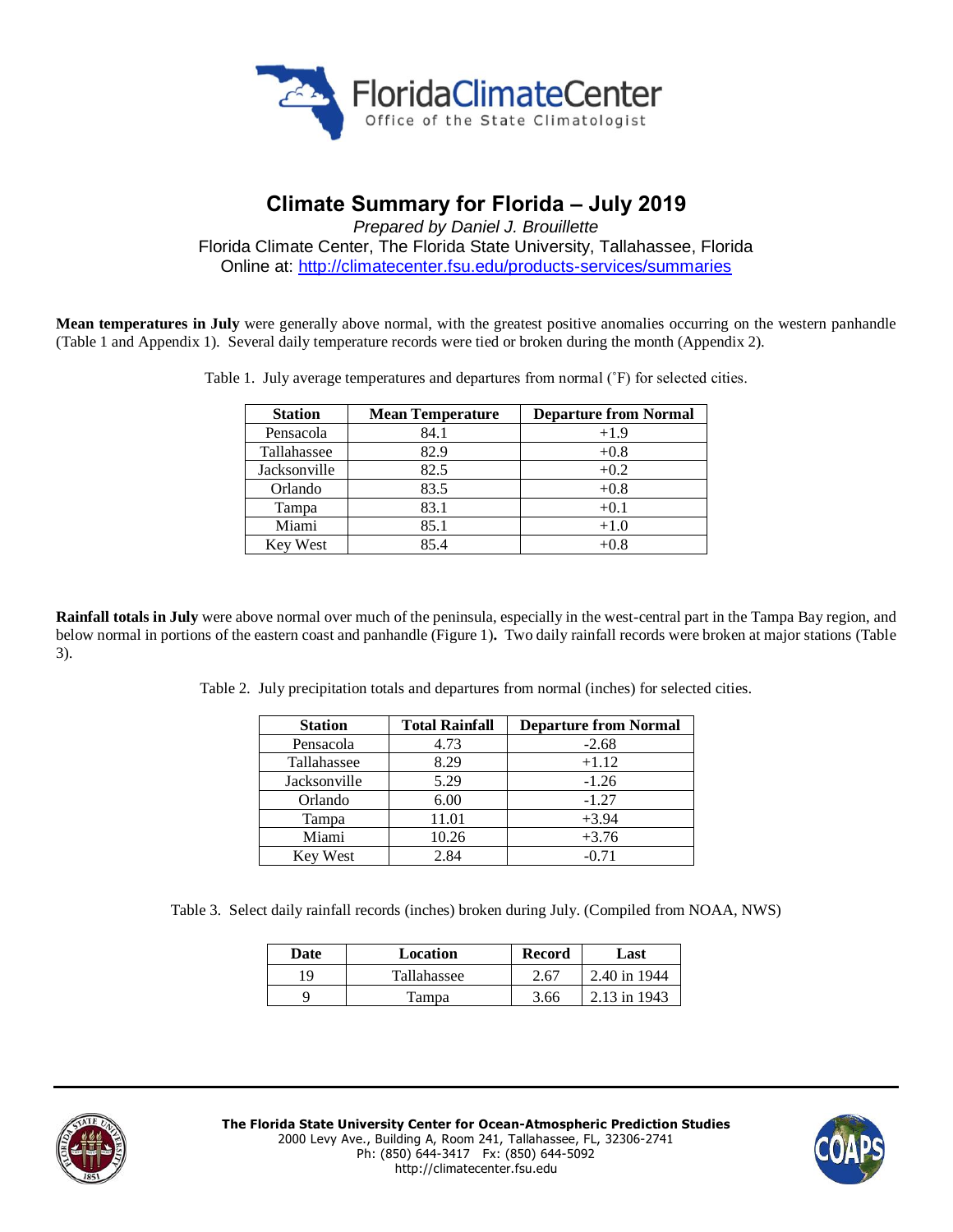FloridaClimateCenter
Office of the State Climatologist

# Climate Summary for Florida – July 2019

*Prepared by Daniel J. Brouillette*
Florida Climate Center, The Florida State University, Tallahassee, Florida
Online at: http://climatecenter.fsu.edu/products-services/summaries

**Mean temperatures in July** were generally above normal, with the greatest positive anomalies occurring on the western panhandle (Table 1 and Appendix 1). Several daily temperature records were tied or broken during the month (Appendix 2).

Table 1. July average temperatures and departures from normal (˚F) for selected cities.

| Station | Mean Temperature | Departure from Normal |
|---|---|---|
| Pensacola | 84.1 | +1.9 |
| Tallahassee | 82.9 | +0.8 |
| Jacksonville | 82.5 | +0.2 |
| Orlando | 83.5 | +0.8 |
| Tampa | 83.1 | +0.1 |
| Miami | 85.1 | +1.0 |
| Key West | 85.4 | +0.8 |

**Rainfall totals in July** were above normal over much of the peninsula, especially in the west-central part in the Tampa Bay region, and below normal in portions of the eastern coast and panhandle (Figure 1). Two daily rainfall records were broken at major stations (Table 3).

Table 2. July precipitation totals and departures from normal (inches) for selected cities.

| Station | Total Rainfall | Departure from Normal |
|---|---|---|
| Pensacola | 4.73 | -2.68 |
| Tallahassee | 8.29 | +1.12 |
| Jacksonville | 5.29 | -1.26 |
| Orlando | 6.00 | -1.27 |
| Tampa | 11.01 | +3.94 |
| Miami | 10.26 | +3.76 |
| Key West | 2.84 | -0.71 |

Table 3. Select daily rainfall records (inches) broken during July. (Compiled from NOAA, NWS)

| Date | Location | Record | Last |
|---|---|---|---|
| 19 | Tallahassee | 2.67 | 2.40 in 1944 |
| 9 | Tampa | 3.66 | 2.13 in 1943 |

**The Florida State University Center for Ocean-Atmospheric Prediction Studies**
2000 Levy Ave., Building A, Room 241, Tallahassee, FL, 32306-2741
Ph: (850) 644-3417 Fx: (850) 644-5092
http://climatecenter.fsu.edu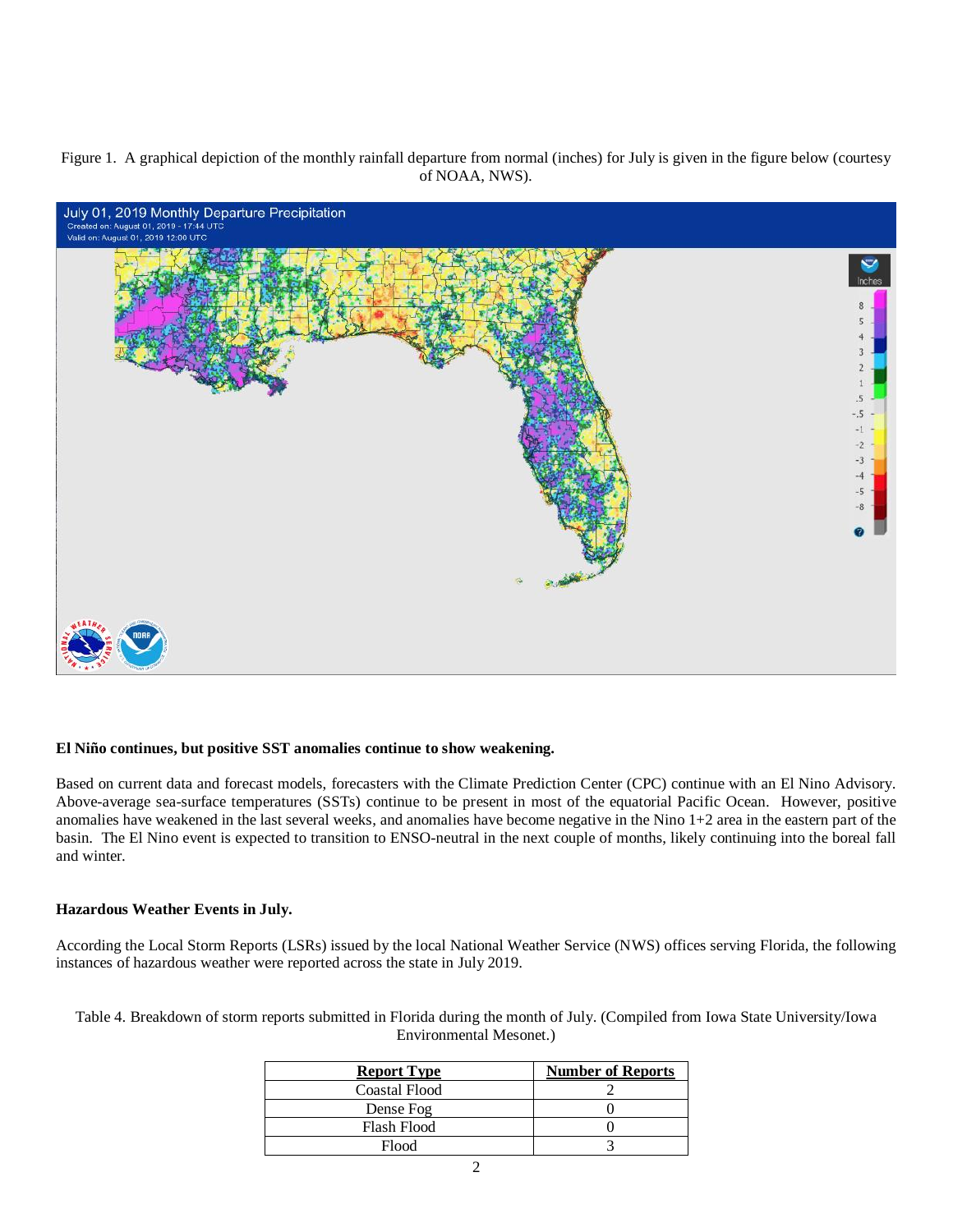Figure 1. A graphical depiction of the monthly rainfall departure from normal (inches) for July is given in the figure below (courtesy of NOAA, NWS).

**El Niño continues, but positive SST anomalies continue to show weakening.**

Based on current data and forecast models, forecasters with the Climate Prediction Center (CPC) continue with an El Nino Advisory. Above-average sea-surface temperatures (SSTs) continue to be present in most of the equatorial Pacific Ocean. However, positive anomalies have weakened in the last several weeks, and anomalies have become negative in the Nino 1+2 area in the eastern part of the basin. The El Nino event is expected to transition to ENSO-neutral in the next couple of months, likely continuing into the boreal fall and winter.

**Hazardous Weather Events in July.**

According the Local Storm Reports (LSRs) issued by the local National Weather Service (NWS) offices serving Florida, the following instances of hazardous weather were reported across the state in July 2019.

Table 4. Breakdown of storm reports submitted in Florida during the month of July. (Compiled from Iowa State University/Iowa Environmental Mesonet.)

| Report Type | Number of Reports |
|---|---|
| Coastal Flood | 2 |
| Dense Fog | 0 |
| Flash Flood | 0 |
| Flood | 3 |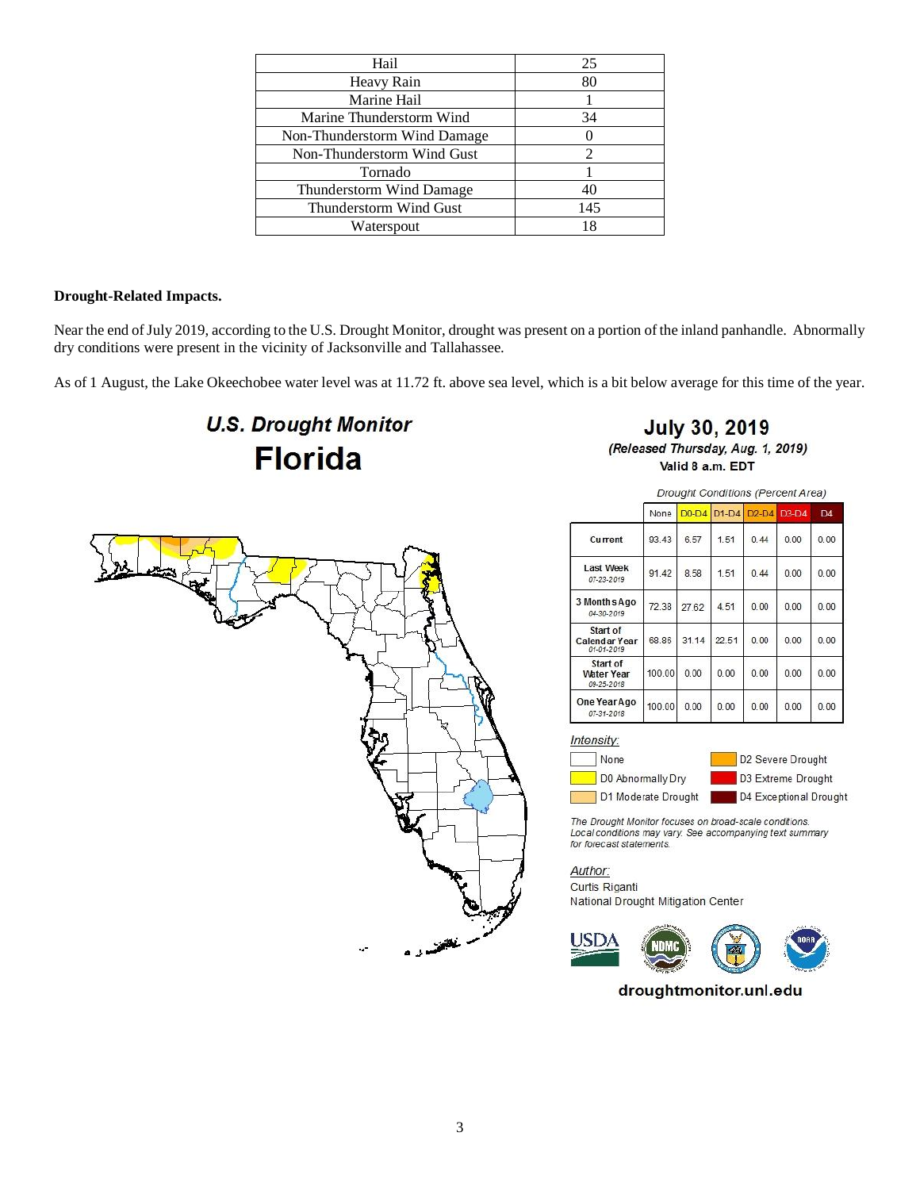| Hail | 25 |
|---|---|
| Heavy Rain | 80 |
| Marine Hail | 1 |
| Marine Thunderstorm Wind | 34 |
| Non-Thunderstorm Wind Damage | 0 |
| Non-Thunderstorm Wind Gust | 2 |
| Tornado | 1 |
| Thunderstorm Wind Damage | 40 |
| Thunderstorm Wind Gust | 145 |
| Waterspout | 18 |

**Drought-Related Impacts.**

Near the end of July 2019, according to the U.S. Drought Monitor, drought was present on a portion of the inland panhandle. Abnormally dry conditions were present in the vicinity of Jacksonville and Tallahassee.

As of 1 August, the Lake Okeechobee water level was at 11.72 ft. above sea level, which is a bit below average for this time of the year.

**U.S. Drought Monitor**

**Florida**

**July 30, 2019**
*(Released Thursday, Aug. 1, 2019)*
Valid 8 a.m. EDT

*Drought Conditions (Percent Area)*

| | None | D0-D4 | D1-D4 | D2-D4 | D3-D4 | D4 |
|---|---|---|---|---|---|---|
| Current | 93.43 | 6.57 | 1.51 | 0.44 | 0.00 | 0.00 |
| Last Week 07-23-2019 | 91.42 | 8.58 | 1.51 | 0.44 | 0.00 | 0.00 |
| 3 Months Ago 04-30-2019 | 72.38 | 27.62 | 4.51 | 0.00 | 0.00 | 0.00 |
| Start of Calendar Year 01-01-2019 | 68.86 | 31.14 | 22.51 | 0.00 | 0.00 | 0.00 |
| Start of Water Year 09-25-2018 | 100.00 | 0.00 | 0.00 | 0.00 | 0.00 | 0.00 |
| One Year Ago 07-31-2018 | 100.00 | 0.00 | 0.00 | 0.00 | 0.00 | 0.00 |

*Intensity:*

- None
- D0 Abnormally Dry
- D1 Moderate Drought
- D2 Severe Drought
- D3 Extreme Drought
- D4 Exceptional Drought

*The Drought Monitor focuses on broad-scale conditions. Local conditions may vary. See accompanying text summary for forecast statements.*

*Author:*
Curtis Riganti
National Drought Mitigation Center

droughtmonitor.unl.edu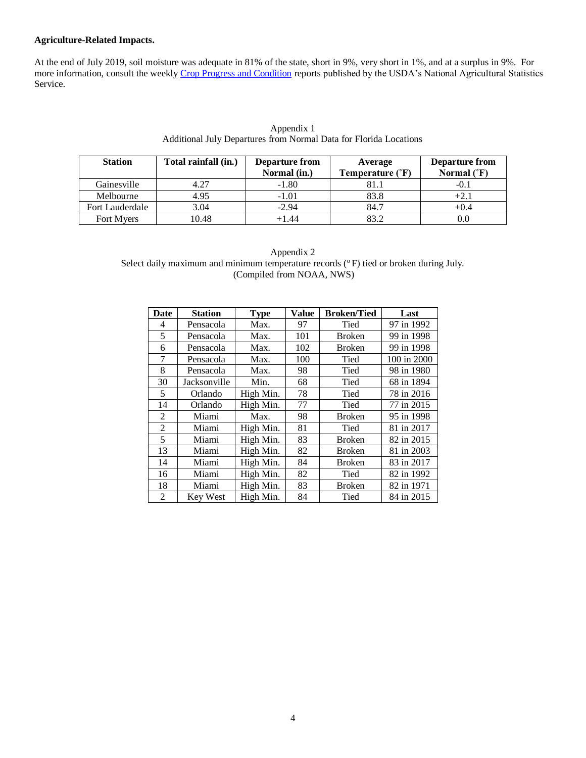**Agriculture-Related Impacts.**

At the end of July 2019, soil moisture was adequate in 81% of the state, short in 9%, very short in 1%, and at a surplus in 9%. For more information, consult the weekly Crop Progress and Condition reports published by the USDA's National Agricultural Statistics Service.

Appendix 1
Additional July Departures from Normal Data for Florida Locations

| Station | Total rainfall (in.) | Departure from Normal (in.) | Average Temperature (˚F) | Departure from Normal (˚F) |
|---|---|---|---|---|
| Gainesville | 4.27 | -1.80 | 81.1 | -0.1 |
| Melbourne | 4.95 | -1.01 | 83.8 | +2.1 |
| Fort Lauderdale | 3.04 | -2.94 | 84.7 | +0.4 |
| Fort Myers | 10.48 | +1.44 | 83.2 | 0.0 |

Appendix 2
Select daily maximum and minimum temperature records (º F) tied or broken during July.
(Compiled from NOAA, NWS)

| Date | Station | Type | Value | Broken/Tied | Last |
|---|---|---|---|---|---|
| 4 | Pensacola | Max. | 97 | Tied | 97 in 1992 |
| 5 | Pensacola | Max. | 101 | Broken | 99 in 1998 |
| 6 | Pensacola | Max. | 102 | Broken | 99 in 1998 |
| 7 | Pensacola | Max. | 100 | Tied | 100 in 2000 |
| 8 | Pensacola | Max. | 98 | Tied | 98 in 1980 |
| 30 | Jacksonville | Min. | 68 | Tied | 68 in 1894 |
| 5 | Orlando | High Min. | 78 | Tied | 78 in 2016 |
| 14 | Orlando | High Min. | 77 | Tied | 77 in 2015 |
| 2 | Miami | Max. | 98 | Broken | 95 in 1998 |
| 2 | Miami | High Min. | 81 | Tied | 81 in 2017 |
| 5 | Miami | High Min. | 83 | Broken | 82 in 2015 |
| 13 | Miami | High Min. | 82 | Broken | 81 in 2003 |
| 14 | Miami | High Min. | 84 | Broken | 83 in 2017 |
| 16 | Miami | High Min. | 82 | Tied | 82 in 1992 |
| 18 | Miami | High Min. | 83 | Broken | 82 in 1971 |
| 2 | Key West | High Min. | 84 | Tied | 84 in 2015 |